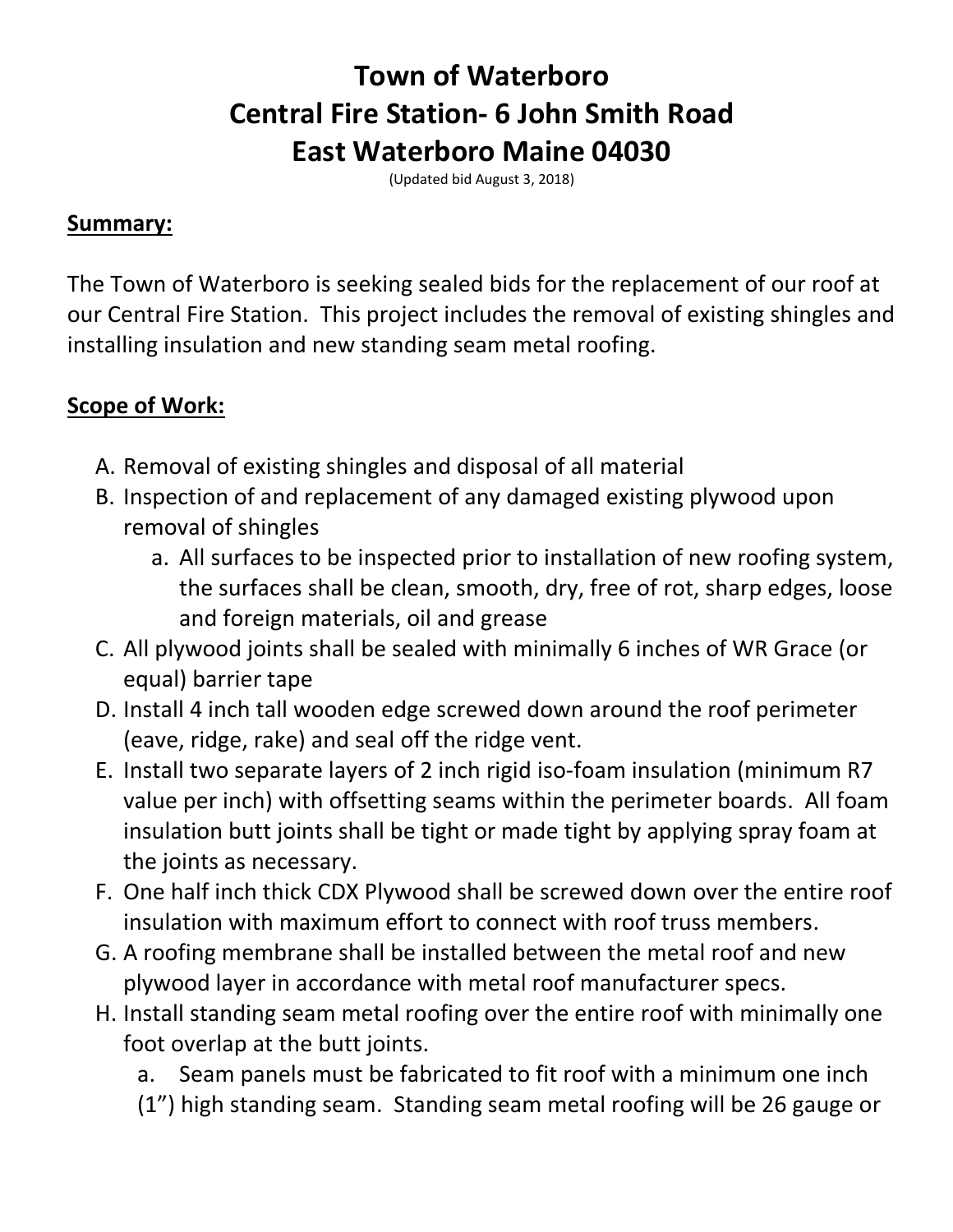# Town of Waterboro
# Central Fire Station- 6 John Smith Road
# East Waterboro Maine 04030

(Updated bid August 3, 2018)

## Summary:

The Town of Waterboro is seeking sealed bids for the replacement of our roof at our Central Fire Station. This project includes the removal of existing shingles and installing insulation and new standing seam metal roofing.

## Scope of Work:

A. Removal of existing shingles and disposal of all material

B. Inspection of and replacement of any damaged existing plywood upon removal of shingles

   a. All surfaces to be inspected prior to installation of new roofing system, the surfaces shall be clean, smooth, dry, free of rot, sharp edges, loose and foreign materials, oil and grease

C. All plywood joints shall be sealed with minimally 6 inches of WR Grace (or equal) barrier tape

D. Install 4 inch tall wooden edge screwed down around the roof perimeter (eave, ridge, rake) and seal off the ridge vent.

E. Install two separate layers of 2 inch rigid iso-foam insulation (minimum R7 value per inch) with offsetting seams within the perimeter boards. All foam insulation butt joints shall be tight or made tight by applying spray foam at the joints as necessary.

F. One half inch thick CDX Plywood shall be screwed down over the entire roof insulation with maximum effort to connect with roof truss members.

G. A roofing membrane shall be installed between the metal roof and new plywood layer in accordance with metal roof manufacturer specs.

H. Install standing seam metal roofing over the entire roof with minimally one foot overlap at the butt joints.

   a. Seam panels must be fabricated to fit roof with a minimum one inch (1") high standing seam. Standing seam metal roofing will be 26 gauge or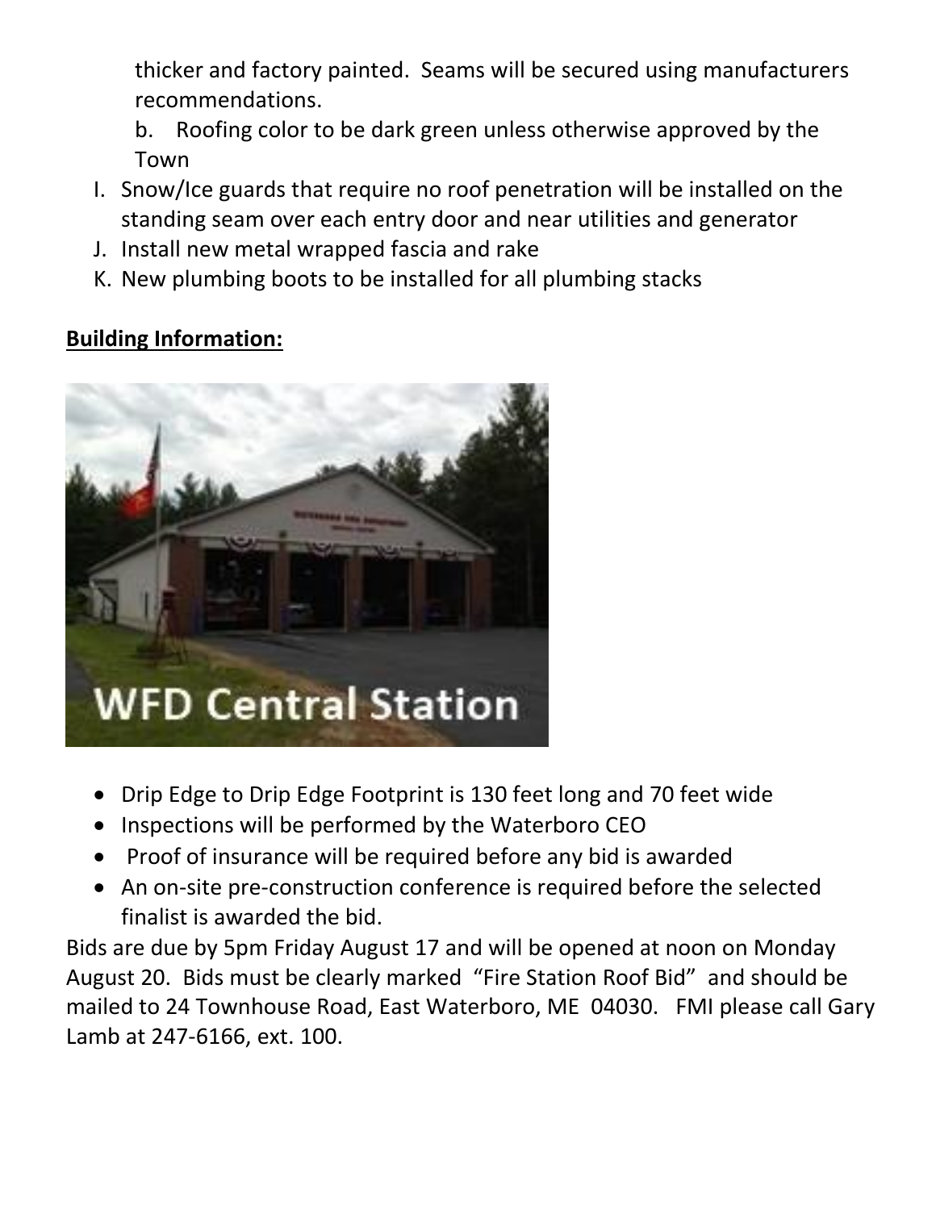thicker and factory painted. Seams will be secured using manufacturers recommendations.

b. Roofing color to be dark green unless otherwise approved by the Town

I. Snow/Ice guards that require no roof penetration will be installed on the standing seam over each entry door and near utilities and generator
J. Install new metal wrapped fascia and rake
K. New plumbing boots to be installed for all plumbing stacks

**Building Information:**

WFD Central Station

- Drip Edge to Drip Edge Footprint is 130 feet long and 70 feet wide
- Inspections will be performed by the Waterboro CEO
- Proof of insurance will be required before any bid is awarded
- An on-site pre-construction conference is required before the selected finalist is awarded the bid.

Bids are due by 5pm Friday August 17 and will be opened at noon on Monday August 20. Bids must be clearly marked "Fire Station Roof Bid" and should be mailed to 24 Townhouse Road, East Waterboro, ME 04030. FMI please call Gary Lamb at 247-6166, ext. 100.